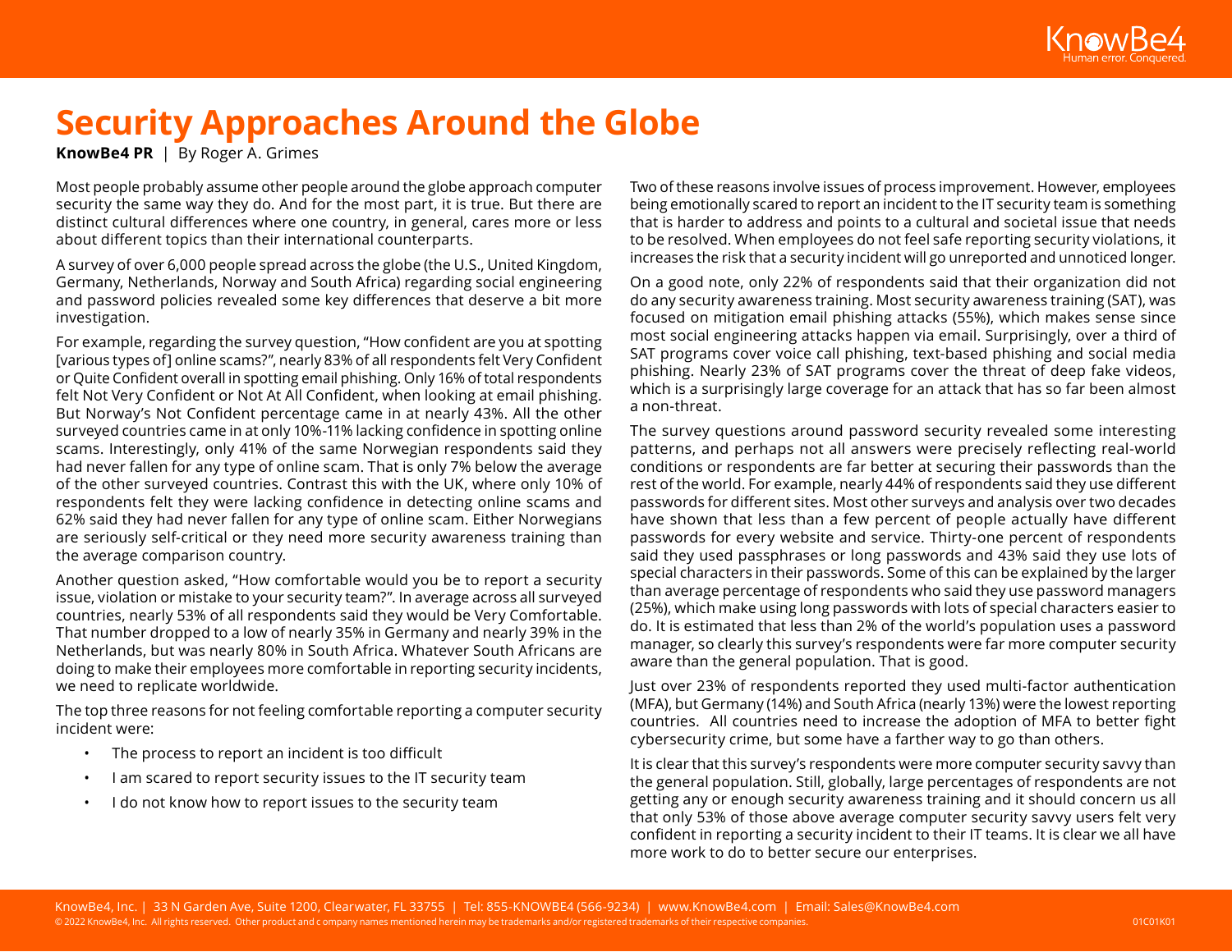# Security Approaches Around the Globe

**KnowBe4 PR** | By Roger A. Grimes

Most people probably assume other people around the globe approach computer security the same way they do. And for the most part, it is true. But there are distinct cultural differences where one country, in general, cares more or less about different topics than their international counterparts.

A survey of over 6,000 people spread across the globe (the U.S., United Kingdom, Germany, Netherlands, Norway and South Africa) regarding social engineering and password policies revealed some key differences that deserve a bit more investigation.

For example, regarding the survey question, "How confident are you at spotting [various types of] online scams?", nearly 83% of all respondents felt Very Confident or Quite Confident overall in spotting email phishing. Only 16% of total respondents felt Not Very Confident or Not At All Confident, when looking at email phishing. But Norway's Not Confident percentage came in at nearly 43%. All the other surveyed countries came in at only 10%-11% lacking confidence in spotting online scams. Interestingly, only 41% of the same Norwegian respondents said they had never fallen for any type of online scam. That is only 7% below the average of the other surveyed countries. Contrast this with the UK, where only 10% of respondents felt they were lacking confidence in detecting online scams and 62% said they had never fallen for any type of online scam. Either Norwegians are seriously self-critical or they need more security awareness training than the average comparison country.

Another question asked, "How comfortable would you be to report a security issue, violation or mistake to your security team?". In average across all surveyed countries, nearly 53% of all respondents said they would be Very Comfortable. That number dropped to a low of nearly 35% in Germany and nearly 39% in the Netherlands, but was nearly 80% in South Africa. Whatever South Africans are doing to make their employees more comfortable in reporting security incidents, we need to replicate worldwide.

The top three reasons for not feeling comfortable reporting a computer security incident were:

- The process to report an incident is too difficult
- I am scared to report security issues to the IT security team
- I do not know how to report issues to the security team

Two of these reasons involve issues of process improvement. However, employees being emotionally scared to report an incident to the IT security team is something that is harder to address and points to a cultural and societal issue that needs to be resolved. When employees do not feel safe reporting security violations, it increases the risk that a security incident will go unreported and unnoticed longer.

On a good note, only 22% of respondents said that their organization did not do any security awareness training. Most security awareness training (SAT), was focused on mitigation email phishing attacks (55%), which makes sense since most social engineering attacks happen via email. Surprisingly, over a third of SAT programs cover voice call phishing, text-based phishing and social media phishing. Nearly 23% of SAT programs cover the threat of deep fake videos, which is a surprisingly large coverage for an attack that has so far been almost a non-threat.

The survey questions around password security revealed some interesting patterns, and perhaps not all answers were precisely reflecting real-world conditions or respondents are far better at securing their passwords than the rest of the world. For example, nearly 44% of respondents said they use different passwords for different sites. Most other surveys and analysis over two decades have shown that less than a few percent of people actually have different passwords for every website and service. Thirty-one percent of respondents said they used passphrases or long passwords and 43% said they use lots of special characters in their passwords. Some of this can be explained by the larger than average percentage of respondents who said they use password managers (25%), which make using long passwords with lots of special characters easier to do. It is estimated that less than 2% of the world's population uses a password manager, so clearly this survey's respondents were far more computer security aware than the general population. That is good.

Just over 23% of respondents reported they used multi-factor authentication (MFA), but Germany (14%) and South Africa (nearly 13%) were the lowest reporting countries. All countries need to increase the adoption of MFA to better fight cybersecurity crime, but some have a farther way to go than others.

It is clear that this survey's respondents were more computer security savvy than the general population. Still, globally, large percentages of respondents are not getting any or enough security awareness training and it should concern us all that only 53% of those above average computer security savvy users felt very confident in reporting a security incident to their IT teams. It is clear we all have more work to do to better secure our enterprises.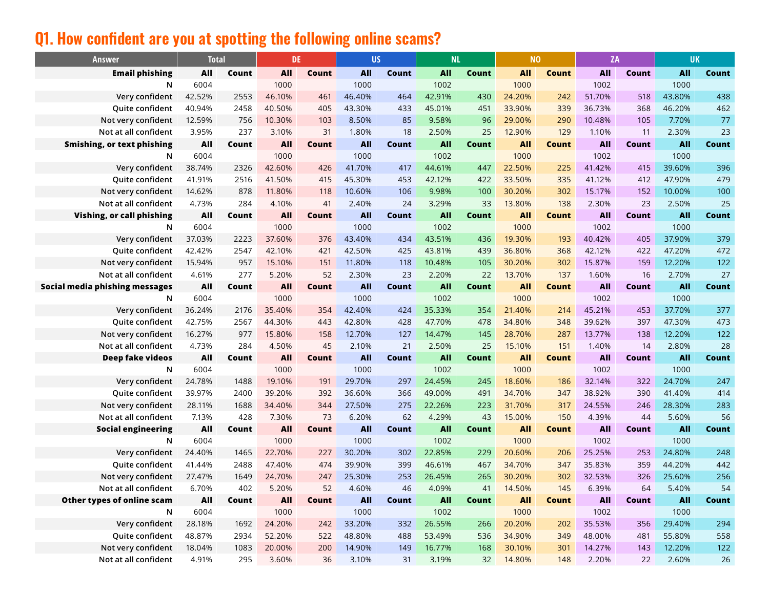## Q1. How confident are you at spotting the following online scams?

| Answer | Total | | DE | | US | | NL | | NO | | ZA | | UK | |
|---|---|---|---|---|---|---|---|---|---|---|---|---|---|---|
| **Email phishing** | **All** | **Count** | **All** | **Count** | **All** | **Count** | **All** | **Count** | **All** | **Count** | **All** | **Count** | **All** | **Count** |
| N | 6004 | | 1000 | | 1000 | | 1002 | | 1000 | | 1002 | | 1000 | |
| Very confident | 42.52% | 2553 | 46.10% | 461 | 46.40% | 464 | 42.91% | 430 | 24.20% | 242 | 51.70% | 518 | 43.80% | 438 |
| Quite confident | 40.94% | 2458 | 40.50% | 405 | 43.30% | 433 | 45.01% | 451 | 33.90% | 339 | 36.73% | 368 | 46.20% | 462 |
| Not very confident | 12.59% | 756 | 10.30% | 103 | 8.50% | 85 | 9.58% | 96 | 29.00% | 290 | 10.48% | 105 | 7.70% | 77 |
| Not at all confident | 3.95% | 237 | 3.10% | 31 | 1.80% | 18 | 2.50% | 25 | 12.90% | 129 | 1.10% | 11 | 2.30% | 23 |
| **Smishing, or text phishing** | **All** | **Count** | **All** | **Count** | **All** | **Count** | **All** | **Count** | **All** | **Count** | **All** | **Count** | **All** | **Count** |
| N | 6004 | | 1000 | | 1000 | | 1002 | | 1000 | | 1002 | | 1000 | |
| Very confident | 38.74% | 2326 | 42.60% | 426 | 41.70% | 417 | 44.61% | 447 | 22.50% | 225 | 41.42% | 415 | 39.60% | 396 |
| Quite confident | 41.91% | 2516 | 41.50% | 415 | 45.30% | 453 | 42.12% | 422 | 33.50% | 335 | 41.12% | 412 | 47.90% | 479 |
| Not very confident | 14.62% | 878 | 11.80% | 118 | 10.60% | 106 | 9.98% | 100 | 30.20% | 302 | 15.17% | 152 | 10.00% | 100 |
| Not at all confident | 4.73% | 284 | 4.10% | 41 | 2.40% | 24 | 3.29% | 33 | 13.80% | 138 | 2.30% | 23 | 2.50% | 25 |
| **Vishing, or call phishing** | **All** | **Count** | **All** | **Count** | **All** | **Count** | **All** | **Count** | **All** | **Count** | **All** | **Count** | **All** | **Count** |
| N | 6004 | | 1000 | | 1000 | | 1002 | | 1000 | | 1002 | | 1000 | |
| Very confident | 37.03% | 2223 | 37.60% | 376 | 43.40% | 434 | 43.51% | 436 | 19.30% | 193 | 40.42% | 405 | 37.90% | 379 |
| Quite confident | 42.42% | 2547 | 42.10% | 421 | 42.50% | 425 | 43.81% | 439 | 36.80% | 368 | 42.12% | 422 | 47.20% | 472 |
| Not very confident | 15.94% | 957 | 15.10% | 151 | 11.80% | 118 | 10.48% | 105 | 30.20% | 302 | 15.87% | 159 | 12.20% | 122 |
| Not at all confident | 4.61% | 277 | 5.20% | 52 | 2.30% | 23 | 2.20% | 22 | 13.70% | 137 | 1.60% | 16 | 2.70% | 27 |
| **Social media phishing messages** | **All** | **Count** | **All** | **Count** | **All** | **Count** | **All** | **Count** | **All** | **Count** | **All** | **Count** | **All** | **Count** |
| N | 6004 | | 1000 | | 1000 | | 1002 | | 1000 | | 1002 | | 1000 | |
| Very confident | 36.24% | 2176 | 35.40% | 354 | 42.40% | 424 | 35.33% | 354 | 21.40% | 214 | 45.21% | 453 | 37.70% | 377 |
| Quite confident | 42.75% | 2567 | 44.30% | 443 | 42.80% | 428 | 47.70% | 478 | 34.80% | 348 | 39.62% | 397 | 47.30% | 473 |
| Not very confident | 16.27% | 977 | 15.80% | 158 | 12.70% | 127 | 14.47% | 145 | 28.70% | 287 | 13.77% | 138 | 12.20% | 122 |
| Not at all confident | 4.73% | 284 | 4.50% | 45 | 2.10% | 21 | 2.50% | 25 | 15.10% | 151 | 1.40% | 14 | 2.80% | 28 |
| **Deep fake videos** | **All** | **Count** | **All** | **Count** | **All** | **Count** | **All** | **Count** | **All** | **Count** | **All** | **Count** | **All** | **Count** |
| N | 6004 | | 1000 | | 1000 | | 1002 | | 1000 | | 1002 | | 1000 | |
| Very confident | 24.78% | 1488 | 19.10% | 191 | 29.70% | 297 | 24.45% | 245 | 18.60% | 186 | 32.14% | 322 | 24.70% | 247 |
| Quite confident | 39.97% | 2400 | 39.20% | 392 | 36.60% | 366 | 49.00% | 491 | 34.70% | 347 | 38.92% | 390 | 41.40% | 414 |
| Not very confident | 28.11% | 1688 | 34.40% | 344 | 27.50% | 275 | 22.26% | 223 | 31.70% | 317 | 24.55% | 246 | 28.30% | 283 |
| Not at all confident | 7.13% | 428 | 7.30% | 73 | 6.20% | 62 | 4.29% | 43 | 15.00% | 150 | 4.39% | 44 | 5.60% | 56 |
| **Social engineering** | **All** | **Count** | **All** | **Count** | **All** | **Count** | **All** | **Count** | **All** | **Count** | **All** | **Count** | **All** | **Count** |
| N | 6004 | | 1000 | | 1000 | | 1002 | | 1000 | | 1002 | | 1000 | |
| Very confident | 24.40% | 1465 | 22.70% | 227 | 30.20% | 302 | 22.85% | 229 | 20.60% | 206 | 25.25% | 253 | 24.80% | 248 |
| Quite confident | 41.44% | 2488 | 47.40% | 474 | 39.90% | 399 | 46.61% | 467 | 34.70% | 347 | 35.83% | 359 | 44.20% | 442 |
| Not very confident | 27.47% | 1649 | 24.70% | 247 | 25.30% | 253 | 26.45% | 265 | 30.20% | 302 | 32.53% | 326 | 25.60% | 256 |
| Not at all confident | 6.70% | 402 | 5.20% | 52 | 4.60% | 46 | 4.09% | 41 | 14.50% | 145 | 6.39% | 64 | 5.40% | 54 |
| **Other types of online scam** | **All** | **Count** | **All** | **Count** | **All** | **Count** | **All** | **Count** | **All** | **Count** | **All** | **Count** | **All** | **Count** |
| N | 6004 | | 1000 | | 1000 | | 1002 | | 1000 | | 1002 | | 1000 | |
| Very confident | 28.18% | 1692 | 24.20% | 242 | 33.20% | 332 | 26.55% | 266 | 20.20% | 202 | 35.53% | 356 | 29.40% | 294 |
| Quite confident | 48.87% | 2934 | 52.20% | 522 | 48.80% | 488 | 53.49% | 536 | 34.90% | 349 | 48.00% | 481 | 55.80% | 558 |
| Not very confident | 18.04% | 1083 | 20.00% | 200 | 14.90% | 149 | 16.77% | 168 | 30.10% | 301 | 14.27% | 143 | 12.20% | 122 |
| Not at all confident | 4.91% | 295 | 3.60% | 36 | 3.10% | 31 | 3.19% | 32 | 14.80% | 148 | 2.20% | 22 | 2.60% | 26 |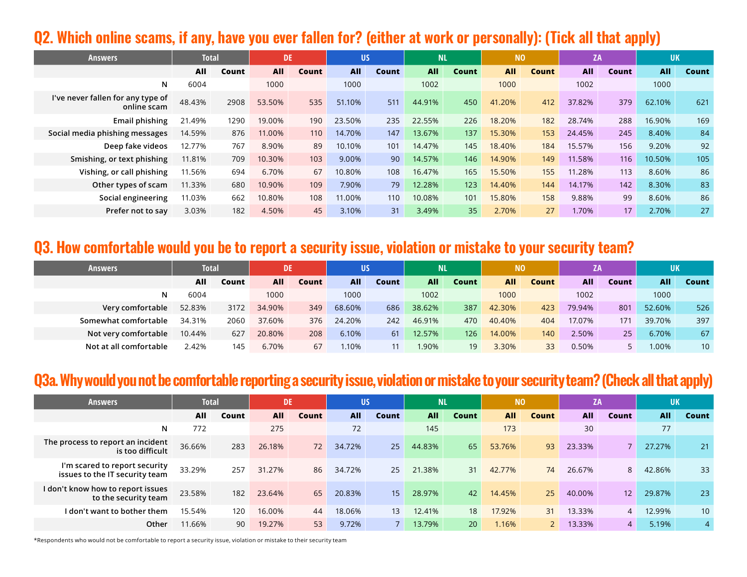## Q2. Which online scams, if any, have you ever fallen for? (either at work or personally): (Tick all that apply)

| Answers | Total | | DE | | US | | NL | | NO | | ZA | | UK | |
|---|---|---|---|---|---|---|---|---|---|---|---|---|---|---|
| | All | Count | All | Count | All | Count | All | Count | All | Count | All | Count | All | Count |
| N | 6004 | | 1000 | | 1000 | | 1002 | | 1000 | | 1002 | | 1000 | |
| I've never fallen for any type of online scam | 48.43% | 2908 | 53.50% | 535 | 51.10% | 511 | 44.91% | 450 | 41.20% | 412 | 37.82% | 379 | 62.10% | 621 |
| Email phishing | 21.49% | 1290 | 19.00% | 190 | 23.50% | 235 | 22.55% | 226 | 18.20% | 182 | 28.74% | 288 | 16.90% | 169 |
| Social media phishing messages | 14.59% | 876 | 11.00% | 110 | 14.70% | 147 | 13.67% | 137 | 15.30% | 153 | 24.45% | 245 | 8.40% | 84 |
| Deep fake videos | 12.77% | 767 | 8.90% | 89 | 10.10% | 101 | 14.47% | 145 | 18.40% | 184 | 15.57% | 156 | 9.20% | 92 |
| Smishing, or text phishing | 11.81% | 709 | 10.30% | 103 | 9.00% | 90 | 14.57% | 146 | 14.90% | 149 | 11.58% | 116 | 10.50% | 105 |
| Vishing, or call phishing | 11.56% | 694 | 6.70% | 67 | 10.80% | 108 | 16.47% | 165 | 15.50% | 155 | 11.28% | 113 | 8.60% | 86 |
| Other types of scam | 11.33% | 680 | 10.90% | 109 | 7.90% | 79 | 12.28% | 123 | 14.40% | 144 | 14.17% | 142 | 8.30% | 83 |
| Social engineering | 11.03% | 662 | 10.80% | 108 | 11.00% | 110 | 10.08% | 101 | 15.80% | 158 | 9.88% | 99 | 8.60% | 86 |
| Prefer not to say | 3.03% | 182 | 4.50% | 45 | 3.10% | 31 | 3.49% | 35 | 2.70% | 27 | 1.70% | 17 | 2.70% | 27 |

## Q3. How comfortable would you be to report a security issue, violation or mistake to your security team?

| Answers | Total | | DE | | US | | NL | | NO | | ZA | | UK | |
|---|---|---|---|---|---|---|---|---|---|---|---|---|---|---|
| | All | Count | All | Count | All | Count | All | Count | All | Count | All | Count | All | Count |
| N | 6004 | | 1000 | | 1000 | | 1002 | | 1000 | | 1002 | | 1000 | |
| Very comfortable | 52.83% | 3172 | 34.90% | 349 | 68.60% | 686 | 38.62% | 387 | 42.30% | 423 | 79.94% | 801 | 52.60% | 526 |
| Somewhat comfortable | 34.31% | 2060 | 37.60% | 376 | 24.20% | 242 | 46.91% | 470 | 40.40% | 404 | 17.07% | 171 | 39.70% | 397 |
| Not very comfortable | 10.44% | 627 | 20.80% | 208 | 6.10% | 61 | 12.57% | 126 | 14.00% | 140 | 2.50% | 25 | 6.70% | 67 |
| Not at all comfortable | 2.42% | 145 | 6.70% | 67 | 1.10% | 11 | 1.90% | 19 | 3.30% | 33 | 0.50% | 5 | 1.00% | 10 |

## Q3a. Why would you not be comfortable reporting a security issue, violation or mistake to your security team? (Check all that apply)

| Answers | Total | | DE | | US | | NL | | NO | | ZA | | UK | |
|---|---|---|---|---|---|---|---|---|---|---|---|---|---|---|
| | All | Count | All | Count | All | Count | All | Count | All | Count | All | Count | All | Count |
| N | 772 | | 275 | | 72 | | 145 | | 173 | | 30 | | 77 | |
| The process to report an incident is too difficult | 36.66% | 283 | 26.18% | 72 | 34.72% | 25 | 44.83% | 65 | 53.76% | 93 | 23.33% | 7 | 27.27% | 21 |
| I'm scared to report security issues to the IT security team | 33.29% | 257 | 31.27% | 86 | 34.72% | 25 | 21.38% | 31 | 42.77% | 74 | 26.67% | 8 | 42.86% | 33 |
| I don't know how to report issues to the security team | 23.58% | 182 | 23.64% | 65 | 20.83% | 15 | 28.97% | 42 | 14.45% | 25 | 40.00% | 12 | 29.87% | 23 |
| I don't want to bother them | 15.54% | 120 | 16.00% | 44 | 18.06% | 13 | 12.41% | 18 | 17.92% | 31 | 13.33% | 4 | 12.99% | 10 |
| Other | 11.66% | 90 | 19.27% | 53 | 9.72% | 7 | 13.79% | 20 | 1.16% | 2 | 13.33% | 4 | 5.19% | 4 |

*Respondents who would not be comfortable to report a security issue, violation or mistake to their security team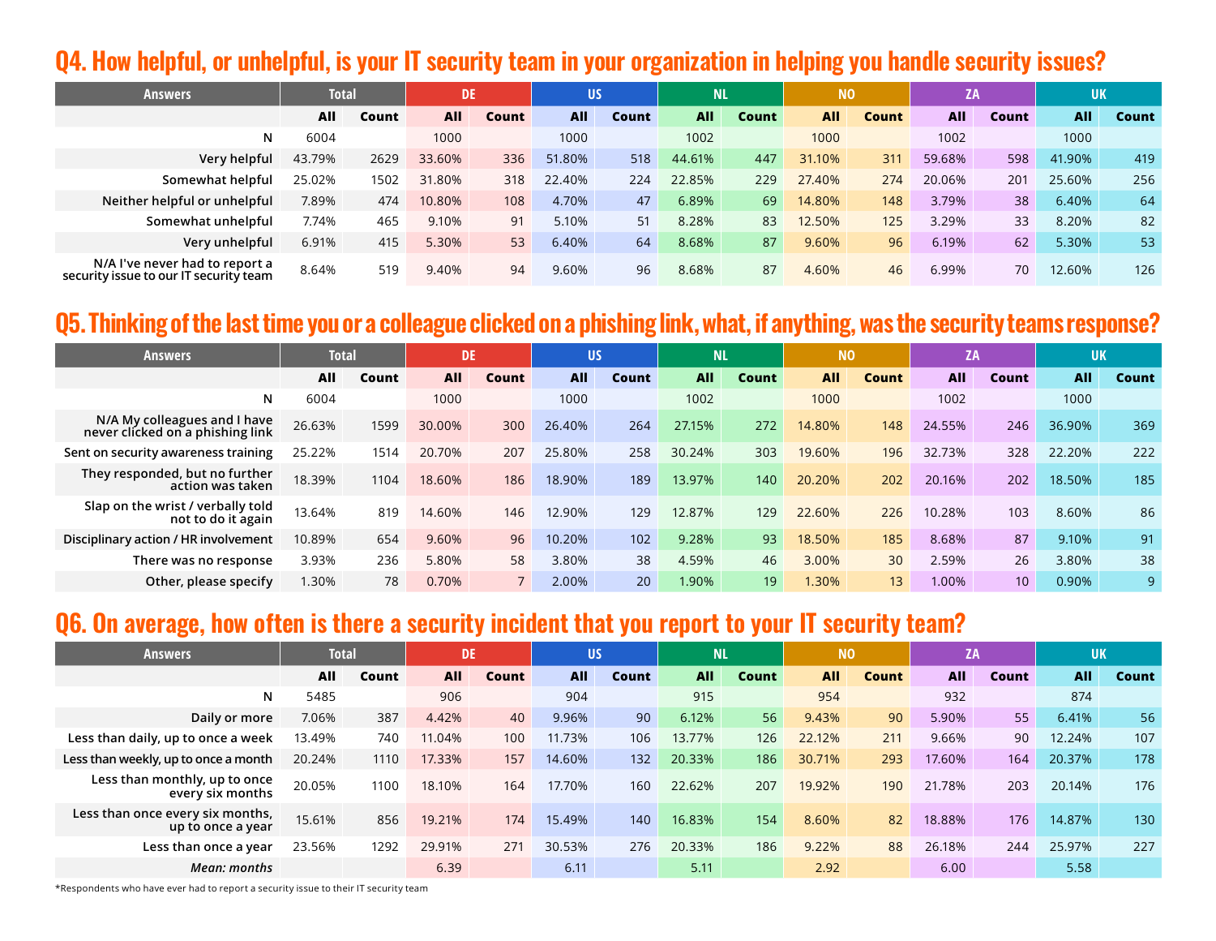## Q4. How helpful, or unhelpful, is your IT security team in your organization in helping you handle security issues?

| Answers | Total | | DE | | US | | NL | | NO | | ZA | | UK | |
|---|---|---|---|---|---|---|---|---|---|---|---|---|---|---|
| | All | Count | All | Count | All | Count | All | Count | All | Count | All | Count | All | Count |
| N | 6004 | | 1000 | | 1000 | | 1002 | | 1000 | | 1002 | | 1000 | |
| Very helpful | 43.79% | 2629 | 33.60% | 336 | 51.80% | 518 | 44.61% | 447 | 31.10% | 311 | 59.68% | 598 | 41.90% | 419 |
| Somewhat helpful | 25.02% | 1502 | 31.80% | 318 | 22.40% | 224 | 22.85% | 229 | 27.40% | 274 | 20.06% | 201 | 25.60% | 256 |
| Neither helpful or unhelpful | 7.89% | 474 | 10.80% | 108 | 4.70% | 47 | 6.89% | 69 | 14.80% | 148 | 3.79% | 38 | 6.40% | 64 |
| Somewhat unhelpful | 7.74% | 465 | 9.10% | 91 | 5.10% | 51 | 8.28% | 83 | 12.50% | 125 | 3.29% | 33 | 8.20% | 82 |
| Very unhelpful | 6.91% | 415 | 5.30% | 53 | 6.40% | 64 | 8.68% | 87 | 9.60% | 96 | 6.19% | 62 | 5.30% | 53 |
| N/A I've never had to report a security issue to our IT security team | 8.64% | 519 | 9.40% | 94 | 9.60% | 96 | 8.68% | 87 | 4.60% | 46 | 6.99% | 70 | 12.60% | 126 |

## Q5. Thinking of the last time you or a colleague clicked on a phishing link, what, if anything, was the security teams response?

| Answers | Total | | DE | | US | | NL | | NO | | ZA | | UK | |
|---|---|---|---|---|---|---|---|---|---|---|---|---|---|---|
| | All | Count | All | Count | All | Count | All | Count | All | Count | All | Count | All | Count |
| N | 6004 | | 1000 | | 1000 | | 1002 | | 1000 | | 1002 | | 1000 | |
| N/A My colleagues and I have never clicked on a phishing link | 26.63% | 1599 | 30.00% | 300 | 26.40% | 264 | 27.15% | 272 | 14.80% | 148 | 24.55% | 246 | 36.90% | 369 |
| Sent on security awareness training | 25.22% | 1514 | 20.70% | 207 | 25.80% | 258 | 30.24% | 303 | 19.60% | 196 | 32.73% | 328 | 22.20% | 222 |
| They responded, but no further action was taken | 18.39% | 1104 | 18.60% | 186 | 18.90% | 189 | 13.97% | 140 | 20.20% | 202 | 20.16% | 202 | 18.50% | 185 |
| Slap on the wrist / verbally told not to do it again | 13.64% | 819 | 14.60% | 146 | 12.90% | 129 | 12.87% | 129 | 22.60% | 226 | 10.28% | 103 | 8.60% | 86 |
| Disciplinary action / HR involvement | 10.89% | 654 | 9.60% | 96 | 10.20% | 102 | 9.28% | 93 | 18.50% | 185 | 8.68% | 87 | 9.10% | 91 |
| There was no response | 3.93% | 236 | 5.80% | 58 | 3.80% | 38 | 4.59% | 46 | 3.00% | 30 | 2.59% | 26 | 3.80% | 38 |
| Other, please specify | 1.30% | 78 | 0.70% | 7 | 2.00% | 20 | 1.90% | 19 | 1.30% | 13 | 1.00% | 10 | 0.90% | 9 |

## Q6. On average, how often is there a security incident that you report to your IT security team?

| Answers | Total | | DE | | US | | NL | | NO | | ZA | | UK | |
|---|---|---|---|---|---|---|---|---|---|---|---|---|---|---|
| | All | Count | All | Count | All | Count | All | Count | All | Count | All | Count | All | Count |
| N | 5485 | | 906 | | 904 | | 915 | | 954 | | 932 | | 874 | |
| Daily or more | 7.06% | 387 | 4.42% | 40 | 9.96% | 90 | 6.12% | 56 | 9.43% | 90 | 5.90% | 55 | 6.41% | 56 |
| Less than daily, up to once a week | 13.49% | 740 | 11.04% | 100 | 11.73% | 106 | 13.77% | 126 | 22.12% | 211 | 9.66% | 90 | 12.24% | 107 |
| Less than weekly, up to once a month | 20.24% | 1110 | 17.33% | 157 | 14.60% | 132 | 20.33% | 186 | 30.71% | 293 | 17.60% | 164 | 20.37% | 178 |
| Less than monthly, up to once every six months | 20.05% | 1100 | 18.10% | 164 | 17.70% | 160 | 22.62% | 207 | 19.92% | 190 | 21.78% | 203 | 20.14% | 176 |
| Less than once every six months, up to once a year | 15.61% | 856 | 19.21% | 174 | 15.49% | 140 | 16.83% | 154 | 8.60% | 82 | 18.88% | 176 | 14.87% | 130 |
| Less than once a year | 23.56% | 1292 | 29.91% | 271 | 30.53% | 276 | 20.33% | 186 | 9.22% | 88 | 26.18% | 244 | 25.97% | 227 |
| *Mean: months* | | | 6.39 | | 6.11 | | 5.11 | | 2.92 | | 6.00 | | 5.58 | |

*Respondents who have ever had to report a security issue to their IT security team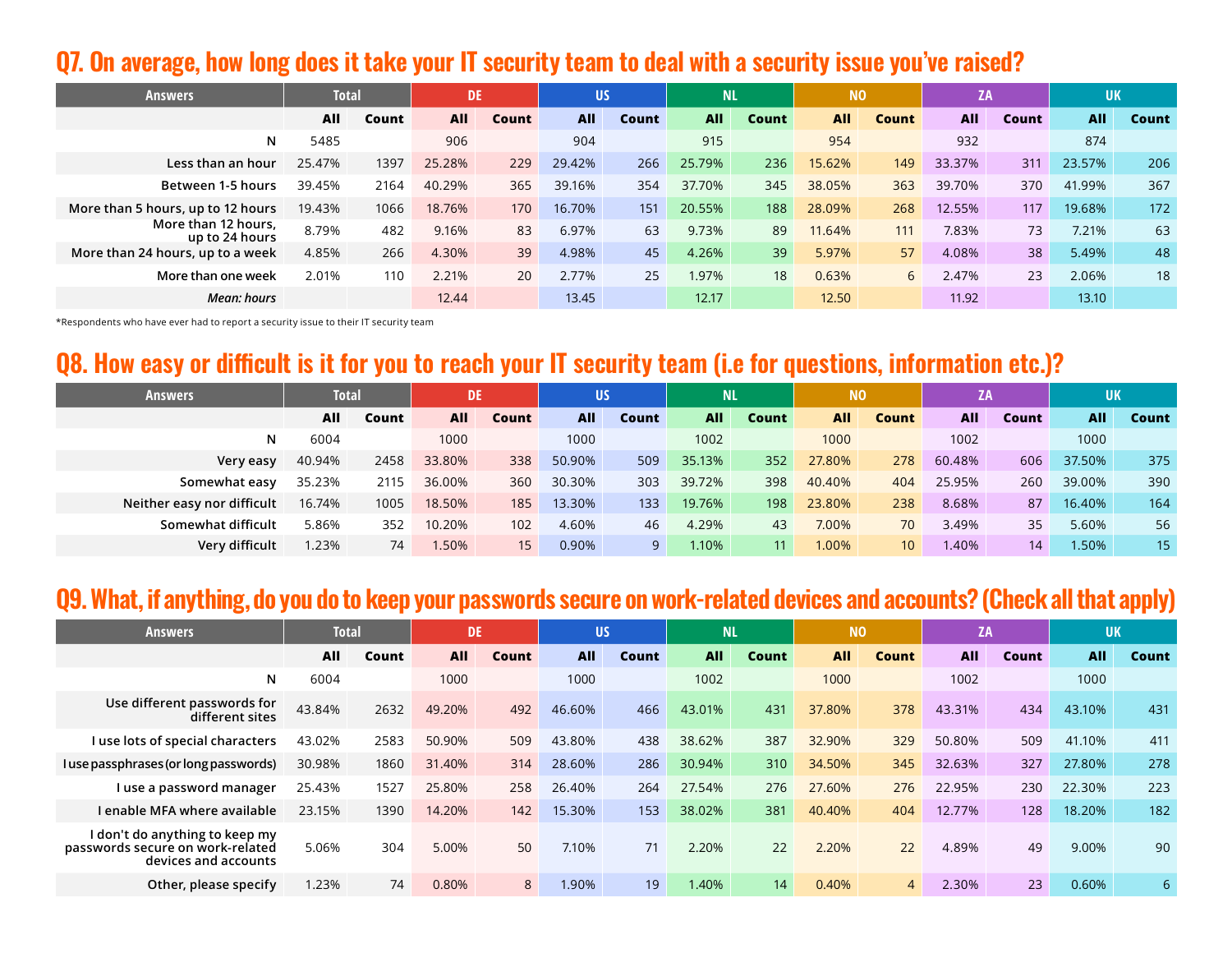## Q7. On average, how long does it take your IT security team to deal with a security issue you've raised?

| Answers | Total | | DE | | US | | NL | | NO | | ZA | | UK | |
|---|---|---|---|---|---|---|---|---|---|---|---|---|---|---|
| | All | Count | All | Count | All | Count | All | Count | All | Count | All | Count | All | Count |
| N | 5485 | | 906 | | 904 | | 915 | | 954 | | 932 | | 874 | |
| Less than an hour | 25.47% | 1397 | 25.28% | 229 | 29.42% | 266 | 25.79% | 236 | 15.62% | 149 | 33.37% | 311 | 23.57% | 206 |
| Between 1-5 hours | 39.45% | 2164 | 40.29% | 365 | 39.16% | 354 | 37.70% | 345 | 38.05% | 363 | 39.70% | 370 | 41.99% | 367 |
| More than 5 hours, up to 12 hours | 19.43% | 1066 | 18.76% | 170 | 16.70% | 151 | 20.55% | 188 | 28.09% | 268 | 12.55% | 117 | 19.68% | 172 |
| More than 12 hours, up to 24 hours | 8.79% | 482 | 9.16% | 83 | 6.97% | 63 | 9.73% | 89 | 11.64% | 111 | 7.83% | 73 | 7.21% | 63 |
| More than 24 hours, up to a week | 4.85% | 266 | 4.30% | 39 | 4.98% | 45 | 4.26% | 39 | 5.97% | 57 | 4.08% | 38 | 5.49% | 48 |
| More than one week | 2.01% | 110 | 2.21% | 20 | 2.77% | 25 | 1.97% | 18 | 0.63% | 6 | 2.47% | 23 | 2.06% | 18 |
| *Mean: hours* | | | 12.44 | | 13.45 | | 12.17 | | 12.50 | | 11.92 | | 13.10 | |

*Respondents who have ever had to report a security issue to their IT security team

## Q8. How easy or difficult is it for you to reach your IT security team (i.e for questions, information etc.)?

| Answers | Total | | DE | | US | | NL | | NO | | ZA | | UK | |
|---|---|---|---|---|---|---|---|---|---|---|---|---|---|---|
| | All | Count | All | Count | All | Count | All | Count | All | Count | All | Count | All | Count |
| N | 6004 | | 1000 | | 1000 | | 1002 | | 1000 | | 1002 | | 1000 | |
| Very easy | 40.94% | 2458 | 33.80% | 338 | 50.90% | 509 | 35.13% | 352 | 27.80% | 278 | 60.48% | 606 | 37.50% | 375 |
| Somewhat easy | 35.23% | 2115 | 36.00% | 360 | 30.30% | 303 | 39.72% | 398 | 40.40% | 404 | 25.95% | 260 | 39.00% | 390 |
| Neither easy nor difficult | 16.74% | 1005 | 18.50% | 185 | 13.30% | 133 | 19.76% | 198 | 23.80% | 238 | 8.68% | 87 | 16.40% | 164 |
| Somewhat difficult | 5.86% | 352 | 10.20% | 102 | 4.60% | 46 | 4.29% | 43 | 7.00% | 70 | 3.49% | 35 | 5.60% | 56 |
| Very difficult | 1.23% | 74 | 1.50% | 15 | 0.90% | 9 | 1.10% | 11 | 1.00% | 10 | 1.40% | 14 | 1.50% | 15 |

## Q9. What, if anything, do you do to keep your passwords secure on work-related devices and accounts? (Check all that apply)

| Answers | Total | | DE | | US | | NL | | NO | | ZA | | UK | |
|---|---|---|---|---|---|---|---|---|---|---|---|---|---|---|
| | All | Count | All | Count | All | Count | All | Count | All | Count | All | Count | All | Count |
| N | 6004 | | 1000 | | 1000 | | 1002 | | 1000 | | 1002 | | 1000 | |
| Use different passwords for different sites | 43.84% | 2632 | 49.20% | 492 | 46.60% | 466 | 43.01% | 431 | 37.80% | 378 | 43.31% | 434 | 43.10% | 431 |
| I use lots of special characters | 43.02% | 2583 | 50.90% | 509 | 43.80% | 438 | 38.62% | 387 | 32.90% | 329 | 50.80% | 509 | 41.10% | 411 |
| I use passphrases (or long passwords) | 30.98% | 1860 | 31.40% | 314 | 28.60% | 286 | 30.94% | 310 | 34.50% | 345 | 32.63% | 327 | 27.80% | 278 |
| I use a password manager | 25.43% | 1527 | 25.80% | 258 | 26.40% | 264 | 27.54% | 276 | 27.60% | 276 | 22.95% | 230 | 22.30% | 223 |
| I enable MFA where available | 23.15% | 1390 | 14.20% | 142 | 15.30% | 153 | 38.02% | 381 | 40.40% | 404 | 12.77% | 128 | 18.20% | 182 |
| I don't do anything to keep my passwords secure on work-related devices and accounts | 5.06% | 304 | 5.00% | 50 | 7.10% | 71 | 2.20% | 22 | 2.20% | 22 | 4.89% | 49 | 9.00% | 90 |
| Other, please specify | 1.23% | 74 | 0.80% | 8 | 1.90% | 19 | 1.40% | 14 | 0.40% | 4 | 2.30% | 23 | 0.60% | 6 |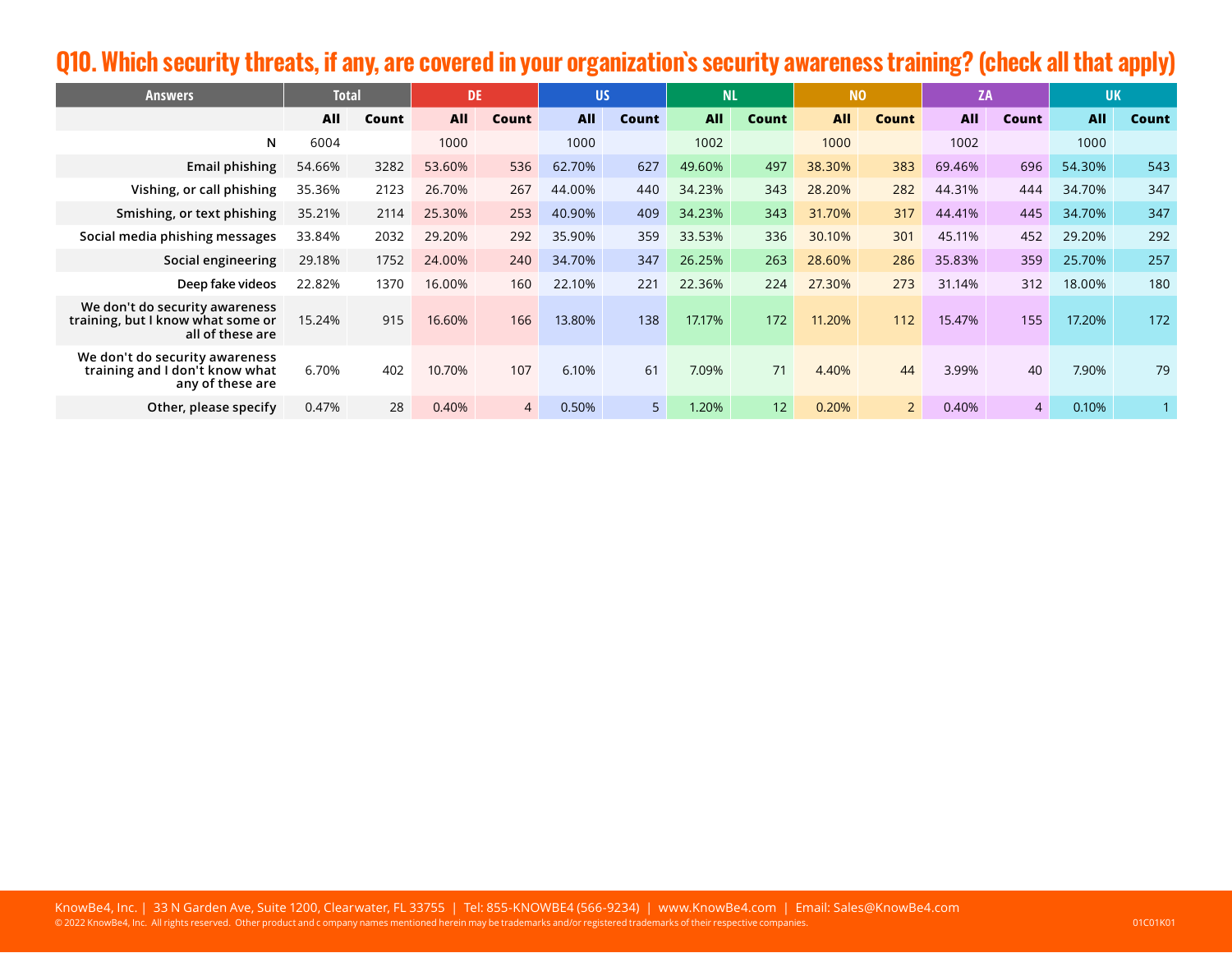## Q10. Which security threats, if any, are covered in your organization`s security awareness training? (check all that apply)

| Answers | Total | | DE | | US | | NL | | NO | | ZA | | UK | |
|---|---|---|---|---|---|---|---|---|---|---|---|---|---|---|
| | All | Count | All | Count | All | Count | All | Count | All | Count | All | Count | All | Count |
| N | 6004 | | 1000 | | 1000 | | 1002 | | 1000 | | 1002 | | 1000 | |
| Email phishing | 54.66% | 3282 | 53.60% | 536 | 62.70% | 627 | 49.60% | 497 | 38.30% | 383 | 69.46% | 696 | 54.30% | 543 |
| Vishing, or call phishing | 35.36% | 2123 | 26.70% | 267 | 44.00% | 440 | 34.23% | 343 | 28.20% | 282 | 44.31% | 444 | 34.70% | 347 |
| Smishing, or text phishing | 35.21% | 2114 | 25.30% | 253 | 40.90% | 409 | 34.23% | 343 | 31.70% | 317 | 44.41% | 445 | 34.70% | 347 |
| Social media phishing messages | 33.84% | 2032 | 29.20% | 292 | 35.90% | 359 | 33.53% | 336 | 30.10% | 301 | 45.11% | 452 | 29.20% | 292 |
| Social engineering | 29.18% | 1752 | 24.00% | 240 | 34.70% | 347 | 26.25% | 263 | 28.60% | 286 | 35.83% | 359 | 25.70% | 257 |
| Deep fake videos | 22.82% | 1370 | 16.00% | 160 | 22.10% | 221 | 22.36% | 224 | 27.30% | 273 | 31.14% | 312 | 18.00% | 180 |
| We don't do security awareness training, but I know what some or all of these are | 15.24% | 915 | 16.60% | 166 | 13.80% | 138 | 17.17% | 172 | 11.20% | 112 | 15.47% | 155 | 17.20% | 172 |
| We don't do security awareness training and I don't know what any of these are | 6.70% | 402 | 10.70% | 107 | 6.10% | 61 | 7.09% | 71 | 4.40% | 44 | 3.99% | 40 | 7.90% | 79 |
| Other, please specify | 0.47% | 28 | 0.40% | 4 | 0.50% | 5 | 1.20% | 12 | 0.20% | 2 | 0.40% | 4 | 0.10% | 1 |

KnowBe4, Inc. | 33 N Garden Ave, Suite 1200, Clearwater, FL 33755 | Tel: 855-KNOWBE4 (566-9234) | www.KnowBe4.com | Email: Sales@KnowBe4.com

© 2022 KnowBe4, Inc. All rights reserved. Other product and c ompany names mentioned herein may be trademarks and/or registered trademarks of their respective companies.

01C01K01